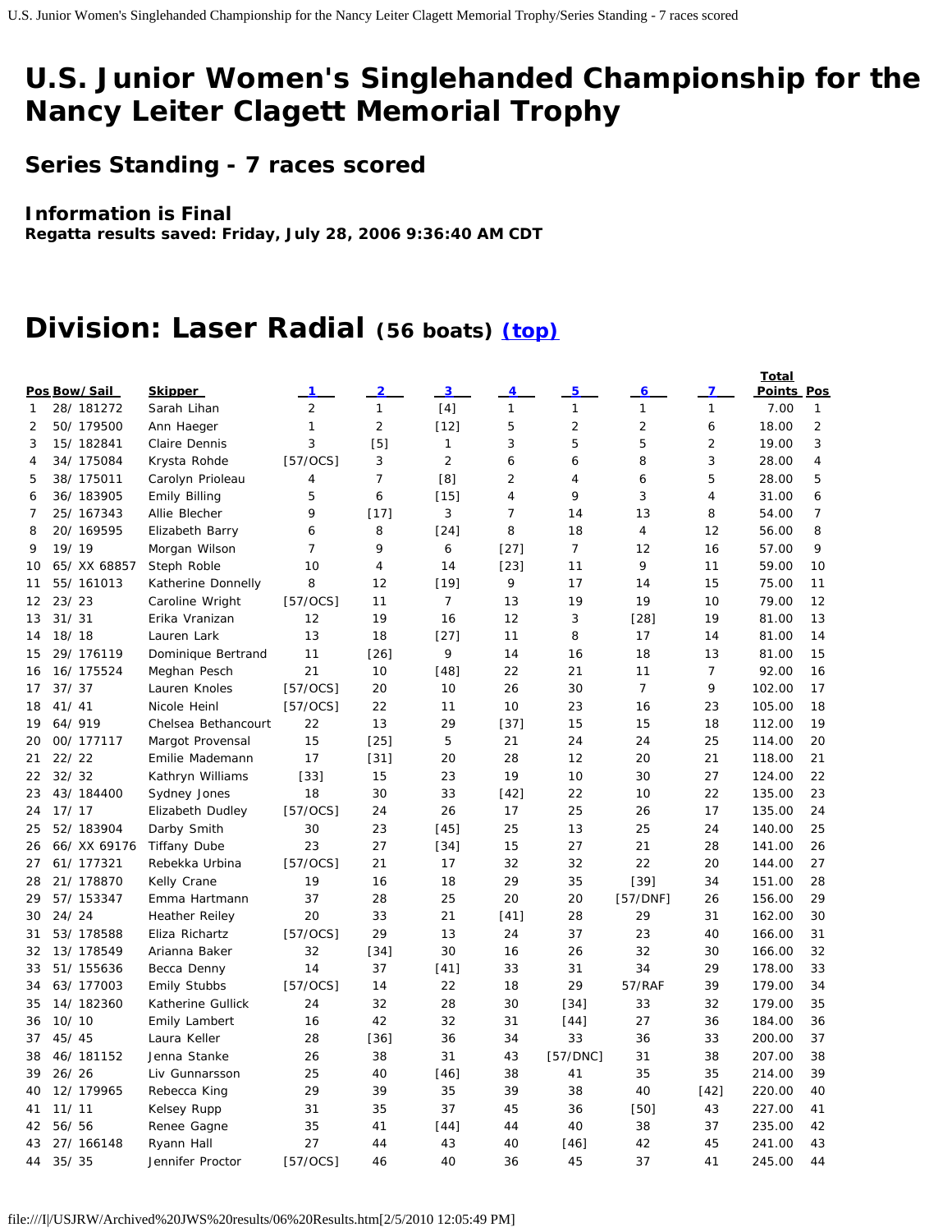# U.S. Junior Women's Singlehanded Championship for the Nancy Leiter Clagett Memorial Trophy

## Series Standing - 7 races scored

### Information is Final

**Regatta results saved: Friday, July 28, 2006 9:36:40 AM CDT**

# Division: Laser Radial (56 boats) [(top)]

| Pos | Bow/Sail | Skipper | 1 | 2 | 3 | 4 | 5 | 6 | 7 | Total Points | Pos |
|---|---|---|---|---|---|---|---|---|---|---|---|
| 1 | 28/ 181272 | Sarah Lihan | 2 | 1 | [4] | 1 | 1 | 1 | 1 | 7.00 | 1 |
| 2 | 50/ 179500 | Ann Haeger | 1 | 2 | [12] | 5 | 2 | 2 | 6 | 18.00 | 2 |
| 3 | 15/ 182841 | Claire Dennis | 3 | [5] | 1 | 3 | 5 | 5 | 2 | 19.00 | 3 |
| 4 | 34/ 175084 | Krysta Rohde | [57/OCS] | 3 | 2 | 6 | 6 | 8 | 3 | 28.00 | 4 |
| 5 | 38/ 175011 | Carolyn Prioleau | 4 | 7 | [8] | 2 | 4 | 6 | 5 | 28.00 | 5 |
| 6 | 36/ 183905 | Emily Billing | 5 | 6 | [15] | 4 | 9 | 3 | 4 | 31.00 | 6 |
| 7 | 25/ 167343 | Allie Blecher | 9 | [17] | 3 | 7 | 14 | 13 | 8 | 54.00 | 7 |
| 8 | 20/ 169595 | Elizabeth Barry | 6 | 8 | [24] | 8 | 18 | 4 | 12 | 56.00 | 8 |
| 9 | 19/ 19 | Morgan Wilson | 7 | 9 | 6 | [27] | 7 | 12 | 16 | 57.00 | 9 |
| 10 | 65/ XX 68857 | Steph Roble | 10 | 4 | 14 | [23] | 11 | 9 | 11 | 59.00 | 10 |
| 11 | 55/ 161013 | Katherine Donnelly | 8 | 12 | [19] | 9 | 17 | 14 | 15 | 75.00 | 11 |
| 12 | 23/ 23 | Caroline Wright | [57/OCS] | 11 | 7 | 13 | 19 | 19 | 10 | 79.00 | 12 |
| 13 | 31/ 31 | Erika Vranizan | 12 | 19 | 16 | 12 | 3 | [28] | 19 | 81.00 | 13 |
| 14 | 18/ 18 | Lauren Lark | 13 | 18 | [27] | 11 | 8 | 17 | 14 | 81.00 | 14 |
| 15 | 29/ 176119 | Dominique Bertrand | 11 | [26] | 9 | 14 | 16 | 18 | 13 | 81.00 | 15 |
| 16 | 16/ 175524 | Meghan Pesch | 21 | 10 | [48] | 22 | 21 | 11 | 7 | 92.00 | 16 |
| 17 | 37/ 37 | Lauren Knoles | [57/OCS] | 20 | 10 | 26 | 30 | 7 | 9 | 102.00 | 17 |
| 18 | 41/ 41 | Nicole Heinl | [57/OCS] | 22 | 11 | 10 | 23 | 16 | 23 | 105.00 | 18 |
| 19 | 64/ 919 | Chelsea Bethancourt | 22 | 13 | 29 | [37] | 15 | 15 | 18 | 112.00 | 19 |
| 20 | 00/ 177117 | Margot Provensal | 15 | [25] | 5 | 21 | 24 | 24 | 25 | 114.00 | 20 |
| 21 | 22/ 22 | Emilie Mademann | 17 | [31] | 20 | 28 | 12 | 20 | 21 | 118.00 | 21 |
| 22 | 32/ 32 | Kathryn Williams | [33] | 15 | 23 | 19 | 10 | 30 | 27 | 124.00 | 22 |
| 23 | 43/ 184400 | Sydney Jones | 18 | 30 | 33 | [42] | 22 | 10 | 22 | 135.00 | 23 |
| 24 | 17/ 17 | Elizabeth Dudley | [57/OCS] | 24 | 26 | 17 | 25 | 26 | 17 | 135.00 | 24 |
| 25 | 52/ 183904 | Darby Smith | 30 | 23 | [45] | 25 | 13 | 25 | 24 | 140.00 | 25 |
| 26 | 66/ XX 69176 | Tiffany Dube | 23 | 27 | [34] | 15 | 27 | 21 | 28 | 141.00 | 26 |
| 27 | 61/ 177321 | Rebekka Urbina | [57/OCS] | 21 | 17 | 32 | 32 | 22 | 20 | 144.00 | 27 |
| 28 | 21/ 178870 | Kelly Crane | 19 | 16 | 18 | 29 | 35 | [39] | 34 | 151.00 | 28 |
| 29 | 57/ 153347 | Emma Hartmann | 37 | 28 | 25 | 20 | 20 | [57/DNF] | 26 | 156.00 | 29 |
| 30 | 24/ 24 | Heather Reiley | 20 | 33 | 21 | [41] | 28 | 29 | 31 | 162.00 | 30 |
| 31 | 53/ 178588 | Eliza Richartz | [57/OCS] | 29 | 13 | 24 | 37 | 23 | 40 | 166.00 | 31 |
| 32 | 13/ 178549 | Arianna Baker | 32 | [34] | 30 | 16 | 26 | 32 | 30 | 166.00 | 32 |
| 33 | 51/ 155636 | Becca Denny | 14 | 37 | [41] | 33 | 31 | 34 | 29 | 178.00 | 33 |
| 34 | 63/ 177003 | Emily Stubbs | [57/OCS] | 14 | 22 | 18 | 29 | 57/RAF | 39 | 179.00 | 34 |
| 35 | 14/ 182360 | Katherine Gullick | 24 | 32 | 28 | 30 | [34] | 33 | 32 | 179.00 | 35 |
| 36 | 10/ 10 | Emily Lambert | 16 | 42 | 32 | 31 | [44] | 27 | 36 | 184.00 | 36 |
| 37 | 45/ 45 | Laura Keller | 28 | [36] | 36 | 34 | 33 | 36 | 33 | 200.00 | 37 |
| 38 | 46/ 181152 | Jenna Stanke | 26 | 38 | 31 | 43 | [57/DNC] | 31 | 38 | 207.00 | 38 |
| 39 | 26/ 26 | Liv Gunnarsson | 25 | 40 | [46] | 38 | 41 | 35 | 35 | 214.00 | 39 |
| 40 | 12/ 179965 | Rebecca King | 29 | 39 | 35 | 39 | 38 | 40 | [42] | 220.00 | 40 |
| 41 | 11/ 11 | Kelsey Rupp | 31 | 35 | 37 | 45 | 36 | [50] | 43 | 227.00 | 41 |
| 42 | 56/ 56 | Renee Gagne | 35 | 41 | [44] | 44 | 40 | 38 | 37 | 235.00 | 42 |
| 43 | 27/ 166148 | Ryann Hall | 27 | 44 | 43 | 40 | [46] | 42 | 45 | 241.00 | 43 |
| 44 | 35/ 35 | Jennifer Proctor | [57/OCS] | 46 | 40 | 36 | 45 | 37 | 41 | 245.00 | 44 |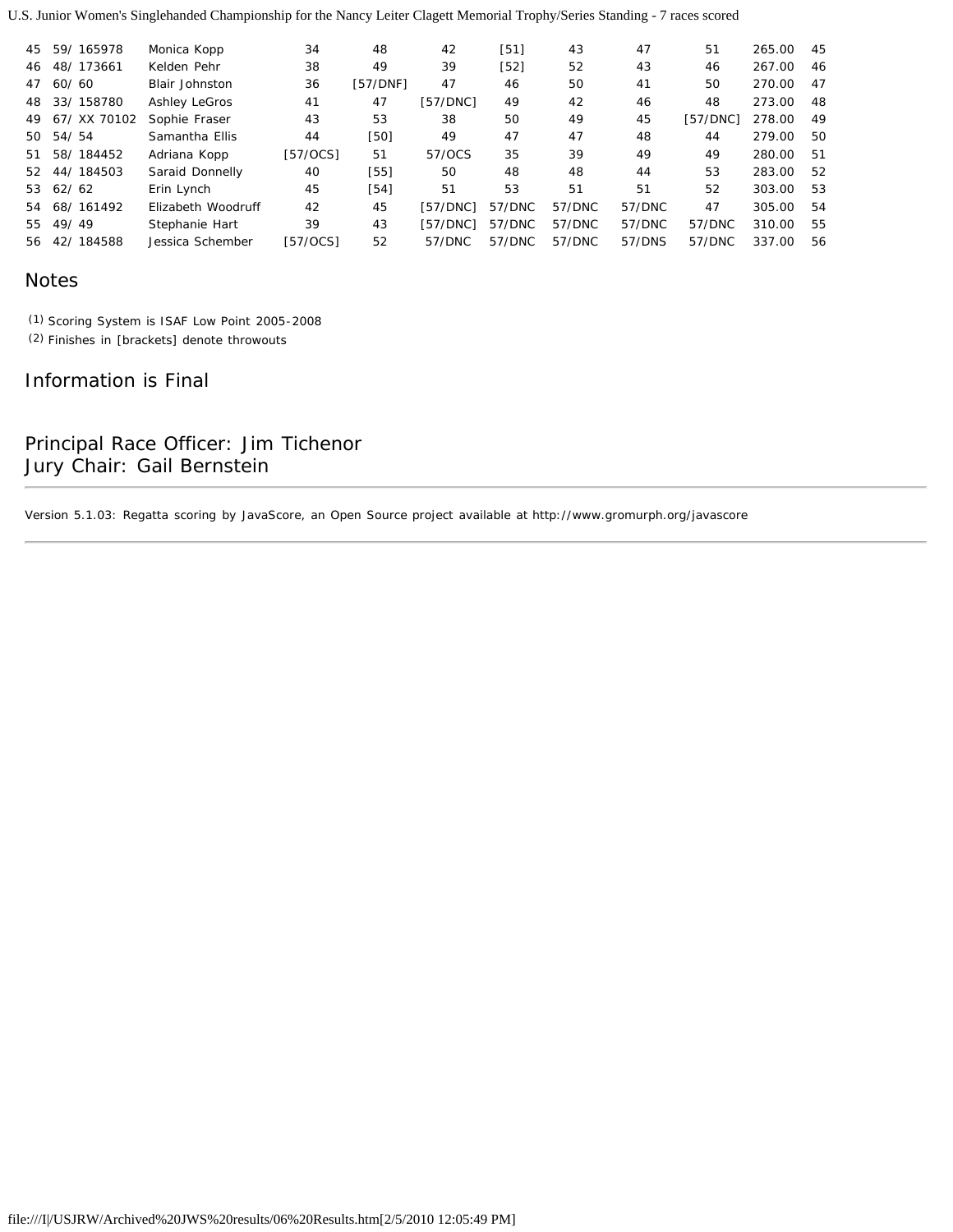| | | | | | | | | | | | | |
|---|---|---|---|---|---|---|---|---|---|---|---|---|
| 45 | 59/ 165978 | Monica Kopp | 34 | 48 | 42 | [51] | 43 | 47 | 51 | 265.00 | 45 |
| 46 | 48/ 173661 | Kelden Pehr | 38 | 49 | 39 | [52] | 52 | 43 | 46 | 267.00 | 46 |
| 47 | 60/ 60 | Blair Johnston | 36 | [57/DNF] | 47 | 46 | 50 | 41 | 50 | 270.00 | 47 |
| 48 | 33/ 158780 | Ashley LeGros | 41 | 47 | [57/DNC] | 49 | 42 | 46 | 48 | 273.00 | 48 |
| 49 | 67/ XX 70102 | Sophie Fraser | 43 | 53 | 38 | 50 | 49 | 45 | [57/DNC] | 278.00 | 49 |
| 50 | 54/ 54 | Samantha Ellis | 44 | [50] | 49 | 47 | 47 | 48 | 44 | 279.00 | 50 |
| 51 | 58/ 184452 | Adriana Kopp | [57/OCS] | 51 | 57/OCS | 35 | 39 | 49 | 49 | 280.00 | 51 |
| 52 | 44/ 184503 | Saraid Donnelly | 40 | [55] | 50 | 48 | 48 | 44 | 53 | 283.00 | 52 |
| 53 | 62/ 62 | Erin Lynch | 45 | [54] | 51 | 53 | 51 | 51 | 52 | 303.00 | 53 |
| 54 | 68/ 161492 | Elizabeth Woodruff | 42 | 45 | [57/DNC] | 57/DNC | 57/DNC | 57/DNC | 47 | 305.00 | 54 |
| 55 | 49/ 49 | Stephanie Hart | 39 | 43 | [57/DNC] | 57/DNC | 57/DNC | 57/DNC | 57/DNC | 310.00 | 55 |
| 56 | 42/ 184588 | Jessica Schember | [57/OCS] | 52 | 57/DNC | 57/DNC | 57/DNC | 57/DNS | 57/DNC | 337.00 | 56 |

## Notes

(1) Scoring System is ISAF Low Point 2005-2008
(2) Finishes in [brackets] denote throwouts

## Information is Final

## Principal Race Officer: Jim Tichenor
## Jury Chair: Gail Bernstein

---

Version 5.1.03: Regatta scoring by JavaScore, an Open Source project available at http://www.gromurph.org/javascore

---